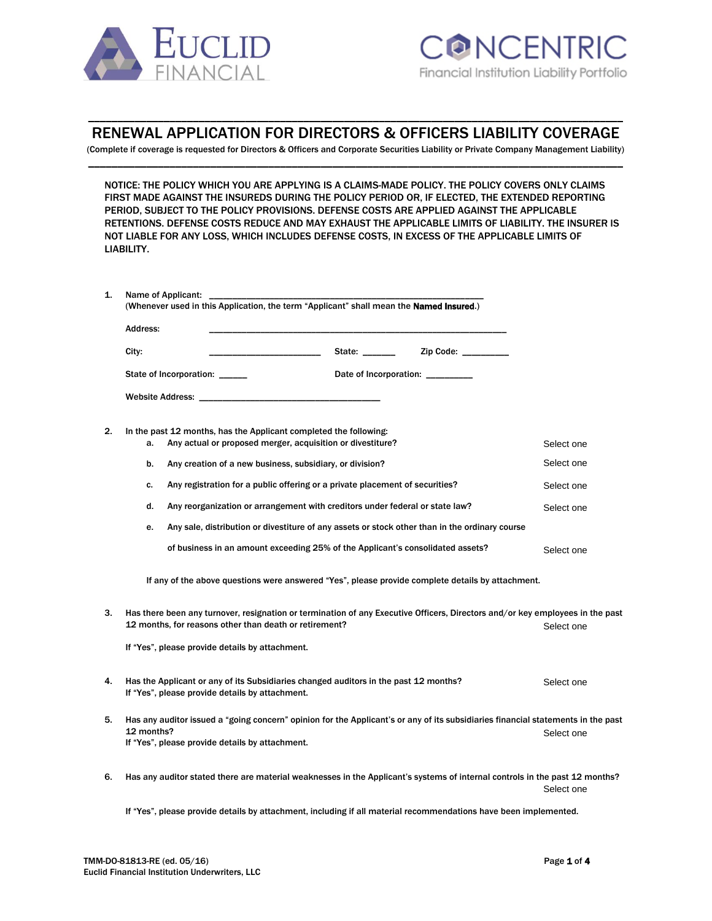EUCLID FINANCIAL

CONCENTRIC
Financial Institution Liability Portfolio

# RENEWAL APPLICATION FOR DIRECTORS & OFFICERS LIABILITY COVERAGE

(Complete if coverage is requested for Directors & Officers and Corporate Securities Liability or Private Company Management Liability)

NOTICE: THE POLICY WHICH YOU ARE APPLYING IS A CLAIMS-MADE POLICY. THE POLICY COVERS ONLY CLAIMS FIRST MADE AGAINST THE INSUREDS DURING THE POLICY PERIOD OR, IF ELECTED, THE EXTENDED REPORTING PERIOD, SUBJECT TO THE POLICY PROVISIONS. DEFENSE COSTS ARE APPLIED AGAINST THE APPLICABLE RETENTIONS. DEFENSE COSTS REDUCE AND MAY EXHAUST THE APPLICABLE LIMITS OF LIABILITY. THE INSURER IS NOT LIABLE FOR ANY LOSS, WHICH INCLUDES DEFENSE COSTS, IN EXCESS OF THE APPLICABLE LIMITS OF LIABILITY.

1. Name of Applicant: ______________________________________________
   (Whenever used in this Application, the term "Applicant" shall mean the **Named Insured**.)

   Address: ______________________________________________

   City: ____________________ State: ______ Zip Code: _________

   State of Incorporation: ______ Date of Incorporation: _________

   Website Address: ________________________________

2. In the past 12 months, has the Applicant completed the following:
   a. Any actual or proposed merger, acquisition or divestiture? Select one
   b. Any creation of a new business, subsidiary, or division? Select one
   c. Any registration for a public offering or a private placement of securities? Select one
   d. Any reorganization or arrangement with creditors under federal or state law? Select one
   e. Any sale, distribution or divestiture of any assets or stock other than in the ordinary course of business in an amount exceeding 25% of the Applicant's consolidated assets? Select one

   If any of the above questions were answered "Yes", please provide complete details by attachment.

3. Has there been any turnover, resignation or termination of any Executive Officers, Directors and/or key employees in the past 12 months, for reasons other than death or retirement? Select one

   If "Yes", please provide details by attachment.

4. Has the Applicant or any of its Subsidiaries changed auditors in the past 12 months? Select one
   If "Yes", please provide details by attachment.

5. Has any auditor issued a "going concern" opinion for the Applicant's or any of its subsidiaries financial statements in the past 12 months? Select one
   If "Yes", please provide details by attachment.

6. Has any auditor stated there are material weaknesses in the Applicant's systems of internal controls in the past 12 months? Select one

   If "Yes", please provide details by attachment, including if all material recommendations have been implemented.

TMM-DO-81813-RE (ed. 05/16)
Euclid Financial Institution Underwriters, LLC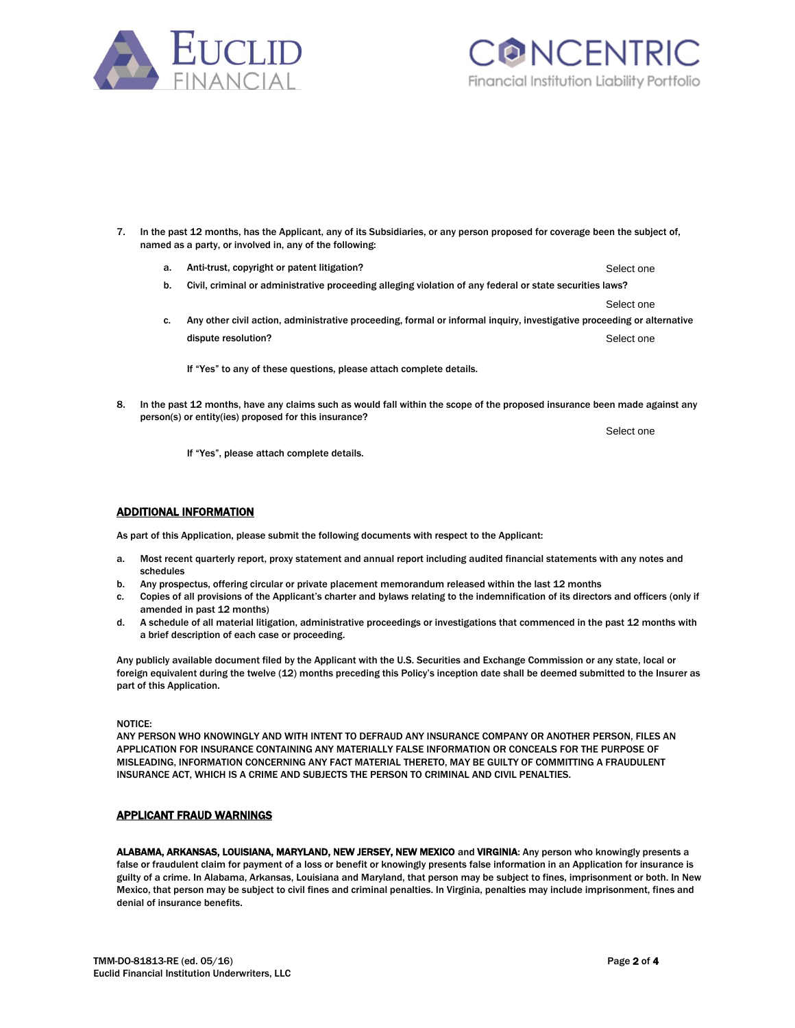7. In the past 12 months, has the Applicant, any of its Subsidiaries, or any person proposed for coverage been the subject of, named as a party, or involved in, any of the following:

   a. Anti-trust, copyright or patent litigation? Select one

   b. Civil, criminal or administrative proceeding alleging violation of any federal or state securities laws? Select one

   c. Any other civil action, administrative proceeding, formal or informal inquiry, investigative proceeding or alternative dispute resolution? Select one

   If "Yes" to any of these questions, please attach complete details.

8. In the past 12 months, have any claims such as would fall within the scope of the proposed insurance been made against any person(s) or entity(ies) proposed for this insurance? Select one

   If "Yes", please attach complete details.

## ADDITIONAL INFORMATION

As part of this Application, please submit the following documents with respect to the Applicant:

a. Most recent quarterly report, proxy statement and annual report including audited financial statements with any notes and schedules
b. Any prospectus, offering circular or private placement memorandum released within the last 12 months
c. Copies of all provisions of the Applicant's charter and bylaws relating to the indemnification of its directors and officers (only if amended in past 12 months)
d. A schedule of all material litigation, administrative proceedings or investigations that commenced in the past 12 months with a brief description of each case or proceeding.

Any publicly available document filed by the Applicant with the U.S. Securities and Exchange Commission or any state, local or foreign equivalent during the twelve (12) months preceding this Policy's inception date shall be deemed submitted to the Insurer as part of this Application.

NOTICE:
ANY PERSON WHO KNOWINGLY AND WITH INTENT TO DEFRAUD ANY INSURANCE COMPANY OR ANOTHER PERSON, FILES AN APPLICATION FOR INSURANCE CONTAINING ANY MATERIALLY FALSE INFORMATION OR CONCEALS FOR THE PURPOSE OF MISLEADING, INFORMATION CONCERNING ANY FACT MATERIAL THERETO, MAY BE GUILTY OF COMMITTING A FRAUDULENT INSURANCE ACT, WHICH IS A CRIME AND SUBJECTS THE PERSON TO CRIMINAL AND CIVIL PENALTIES.

## APPLICANT FRAUD WARNINGS

**ALABAMA, ARKANSAS, LOUISIANA, MARYLAND, NEW JERSEY, NEW MEXICO** and **VIRGINIA**: Any person who knowingly presents a false or fraudulent claim for payment of a loss or benefit or knowingly presents false information in an Application for insurance is guilty of a crime. In Alabama, Arkansas, Louisiana and Maryland, that person may be subject to fines, imprisonment or both. In New Mexico, that person may be subject to civil fines and criminal penalties. In Virginia, penalties may include imprisonment, fines and denial of insurance benefits.

TMM-DO-81813-RE (ed. 05/16)
Euclid Financial Institution Underwriters, LLC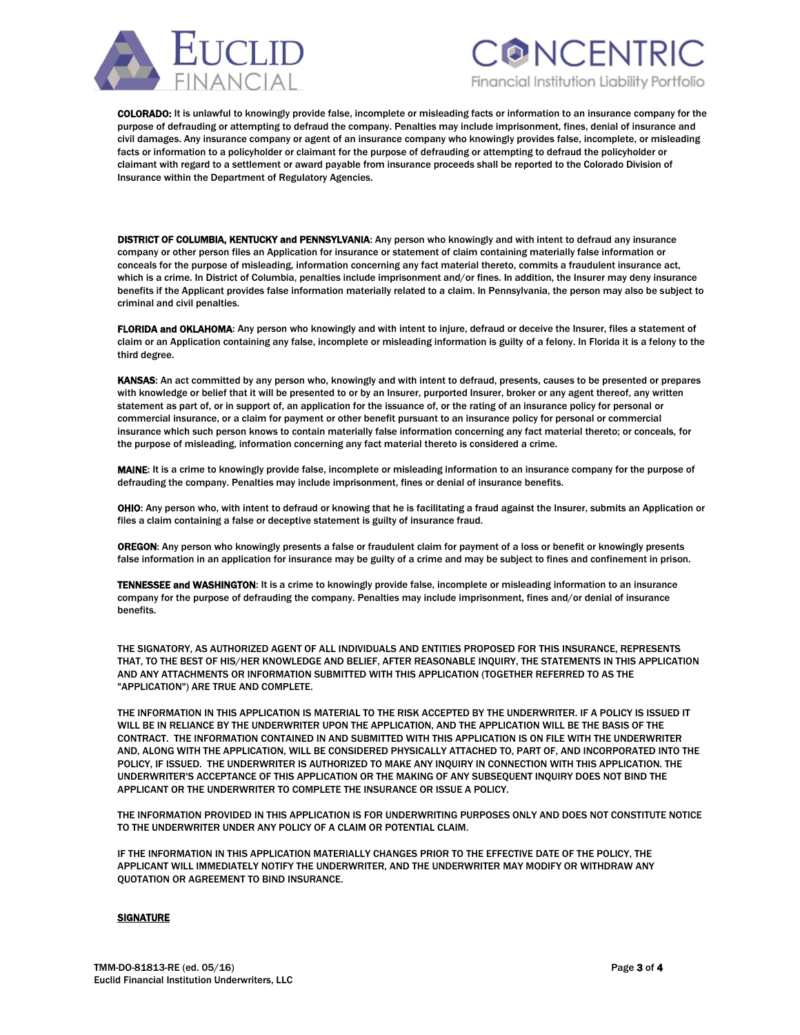**COLORADO:** It is unlawful to knowingly provide false, incomplete or misleading facts or information to an insurance company for the purpose of defrauding or attempting to defraud the company. Penalties may include imprisonment, fines, denial of insurance and civil damages. Any insurance company or agent of an insurance company who knowingly provides false, incomplete, or misleading facts or information to a policyholder or claimant for the purpose of defrauding or attempting to defraud the policyholder or claimant with regard to a settlement or award payable from insurance proceeds shall be reported to the Colorado Division of Insurance within the Department of Regulatory Agencies.

**DISTRICT OF COLUMBIA, KENTUCKY and PENNSYLVANIA**: Any person who knowingly and with intent to defraud any insurance company or other person files an Application for insurance or statement of claim containing materially false information or conceals for the purpose of misleading, information concerning any fact material thereto, commits a fraudulent insurance act, which is a crime. In District of Columbia, penalties include imprisonment and/or fines. In addition, the Insurer may deny insurance benefits if the Applicant provides false information materially related to a claim. In Pennsylvania, the person may also be subject to criminal and civil penalties.

**FLORIDA and OKLAHOMA**: Any person who knowingly and with intent to injure, defraud or deceive the Insurer, files a statement of claim or an Application containing any false, incomplete or misleading information is guilty of a felony. In Florida it is a felony to the third degree.

**KANSAS**: An act committed by any person who, knowingly and with intent to defraud, presents, causes to be presented or prepares with knowledge or belief that it will be presented to or by an Insurer, purported Insurer, broker or any agent thereof, any written statement as part of, or in support of, an application for the issuance of, or the rating of an insurance policy for personal or commercial insurance, or a claim for payment or other benefit pursuant to an insurance policy for personal or commercial insurance which such person knows to contain materially false information concerning any fact material thereto; or conceals, for the purpose of misleading, information concerning any fact material thereto is considered a crime.

**MAINE**: It is a crime to knowingly provide false, incomplete or misleading information to an insurance company for the purpose of defrauding the company. Penalties may include imprisonment, fines or denial of insurance benefits.

**OHIO**: Any person who, with intent to defraud or knowing that he is facilitating a fraud against the Insurer, submits an Application or files a claim containing a false or deceptive statement is guilty of insurance fraud.

**OREGON**: Any person who knowingly presents a false or fraudulent claim for payment of a loss or benefit or knowingly presents false information in an application for insurance may be guilty of a crime and may be subject to fines and confinement in prison.

**TENNESSEE and WASHINGTON**: It is a crime to knowingly provide false, incomplete or misleading information to an insurance company for the purpose of defrauding the company. Penalties may include imprisonment, fines and/or denial of insurance benefits.

THE SIGNATORY, AS AUTHORIZED AGENT OF ALL INDIVIDUALS AND ENTITIES PROPOSED FOR THIS INSURANCE, REPRESENTS THAT, TO THE BEST OF HIS/HER KNOWLEDGE AND BELIEF, AFTER REASONABLE INQUIRY, THE STATEMENTS IN THIS APPLICATION AND ANY ATTACHMENTS OR INFORMATION SUBMITTED WITH THIS APPLICATION (TOGETHER REFERRED TO AS THE "APPLICATION") ARE TRUE AND COMPLETE.

THE INFORMATION IN THIS APPLICATION IS MATERIAL TO THE RISK ACCEPTED BY THE UNDERWRITER. IF A POLICY IS ISSUED IT WILL BE IN RELIANCE BY THE UNDERWRITER UPON THE APPLICATION, AND THE APPLICATION WILL BE THE BASIS OF THE CONTRACT. THE INFORMATION CONTAINED IN AND SUBMITTED WITH THIS APPLICATION IS ON FILE WITH THE UNDERWRITER AND, ALONG WITH THE APPLICATION, WILL BE CONSIDERED PHYSICALLY ATTACHED TO, PART OF, AND INCORPORATED INTO THE POLICY, IF ISSUED. THE UNDERWRITER IS AUTHORIZED TO MAKE ANY INQUIRY IN CONNECTION WITH THIS APPLICATION. THE UNDERWRITER'S ACCEPTANCE OF THIS APPLICATION OR THE MAKING OF ANY SUBSEQUENT INQUIRY DOES NOT BIND THE APPLICANT OR THE UNDERWRITER TO COMPLETE THE INSURANCE OR ISSUE A POLICY.

THE INFORMATION PROVIDED IN THIS APPLICATION IS FOR UNDERWRITING PURPOSES ONLY AND DOES NOT CONSTITUTE NOTICE TO THE UNDERWRITER UNDER ANY POLICY OF A CLAIM OR POTENTIAL CLAIM.

IF THE INFORMATION IN THIS APPLICATION MATERIALLY CHANGES PRIOR TO THE EFFECTIVE DATE OF THE POLICY, THE APPLICANT WILL IMMEDIATELY NOTIFY THE UNDERWRITER, AND THE UNDERWRITER MAY MODIFY OR WITHDRAW ANY QUOTATION OR AGREEMENT TO BIND INSURANCE.

**SIGNATURE**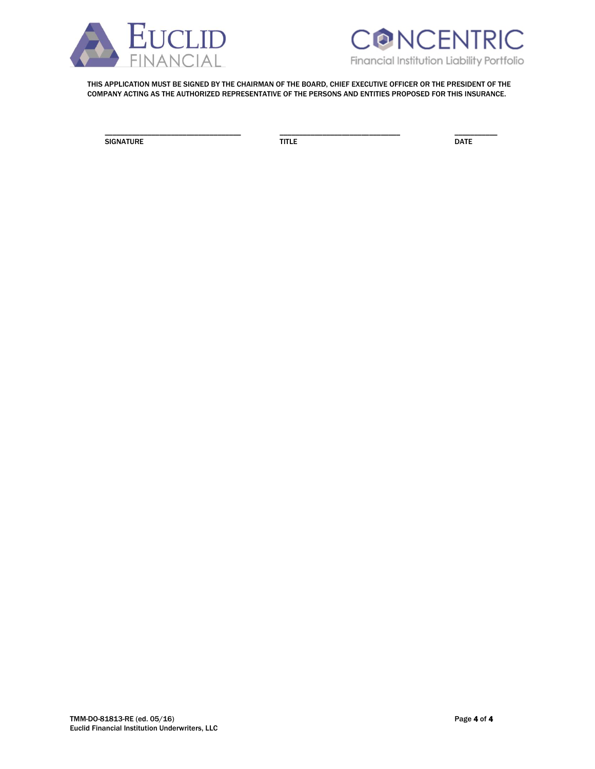THIS APPLICATION MUST BE SIGNED BY THE CHAIRMAN OF THE BOARD, CHIEF EXECUTIVE OFFICER OR THE PRESIDENT OF THE COMPANY ACTING AS THE AUTHORIZED REPRESENTATIVE OF THE PERSONS AND ENTITIES PROPOSED FOR THIS INSURANCE.

| | | |
|---|---|---|
| ______________________________ | ____________________________ | __________ |
| SIGNATURE | TITLE | DATE |

TMM-DO-81813-RE (ed. 05/16)
Euclid Financial Institution Underwriters, LLC